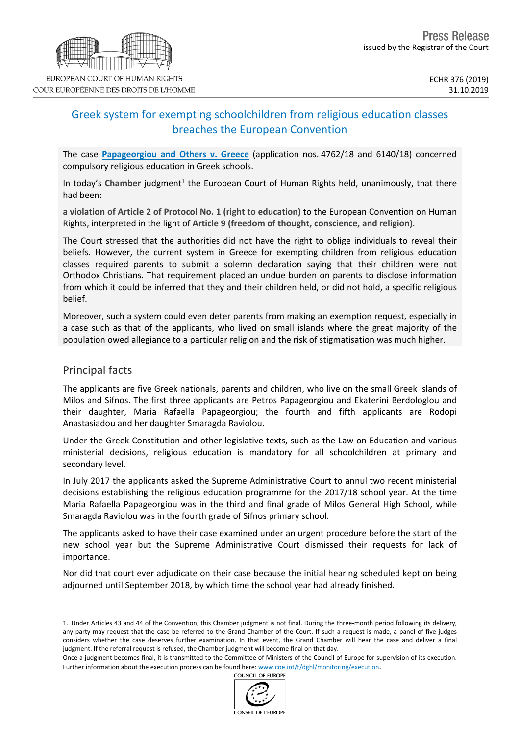EUROPEAN COURT OF HUMAN RIGHTS
COUR EUROPÉENNE DES DROITS DE L'HOMME

Press Release
issued by the Registrar of the Court

ECHR 376 (2019)
31.10.2019

# Greek system for exempting schoolchildren from religious education classes breaches the European Convention

The case **Papageorgiou and Others v. Greece** (application nos. 4762/18 and 6140/18) concerned compulsory religious education in Greek schools.

In today's **Chamber** judgment[1] the European Court of Human Rights held, unanimously, that there had been:

**a violation of Article 2 of Protocol No. 1 (right to education)** to the European Convention on Human Rights, interpreted in the light of **Article 9 (freedom of thought, conscience, and religion)**.

The Court stressed that the authorities did not have the right to oblige individuals to reveal their beliefs. However, the current system in Greece for exempting children from religious education classes required parents to submit a solemn declaration saying that their children were not Orthodox Christians. That requirement placed an undue burden on parents to disclose information from which it could be inferred that they and their children held, or did not hold, a specific religious belief.

Moreover, such a system could even deter parents from making an exemption request, especially in a case such as that of the applicants, who lived on small islands where the great majority of the population owed allegiance to a particular religion and the risk of stigmatisation was much higher.

## Principal facts

The applicants are five Greek nationals, parents and children, who live on the small Greek islands of Milos and Sifnos. The first three applicants are Petros Papageorgiou and Ekaterini Berdologlou and their daughter, Maria Rafaella Papageorgiou; the fourth and fifth applicants are Rodopi Anastasiadou and her daughter Smaragda Raviolou.

Under the Greek Constitution and other legislative texts, such as the Law on Education and various ministerial decisions, religious education is mandatory for all schoolchildren at primary and secondary level.

In July 2017 the applicants asked the Supreme Administrative Court to annul two recent ministerial decisions establishing the religious education programme for the 2017/18 school year. At the time Maria Rafaella Papageorgiou was in the third and final grade of Milos General High School, while Smaragda Raviolou was in the fourth grade of Sifnos primary school.

The applicants asked to have their case examined under an urgent procedure before the start of the new school year but the Supreme Administrative Court dismissed their requests for lack of importance.

Nor did that court ever adjudicate on their case because the initial hearing scheduled kept on being adjourned until September 2018, by which time the school year had already finished.

---

1. Under Articles 43 and 44 of the Convention, this Chamber judgment is not final. During the three-month period following its delivery, any party may request that the case be referred to the Grand Chamber of the Court. If such a request is made, a panel of five judges considers whether the case deserves further examination. In that event, the Grand Chamber will hear the case and deliver a final judgment. If the referral request is refused, the Chamber judgment will become final on that day.
Once a judgment becomes final, it is transmitted to the Committee of Ministers of the Council of Europe for supervision of its execution. Further information about the execution process can be found here: www.coe.int/t/dghl/monitoring/execution.

COUNCIL OF EUROPE
CONSEIL DE L'EUROPE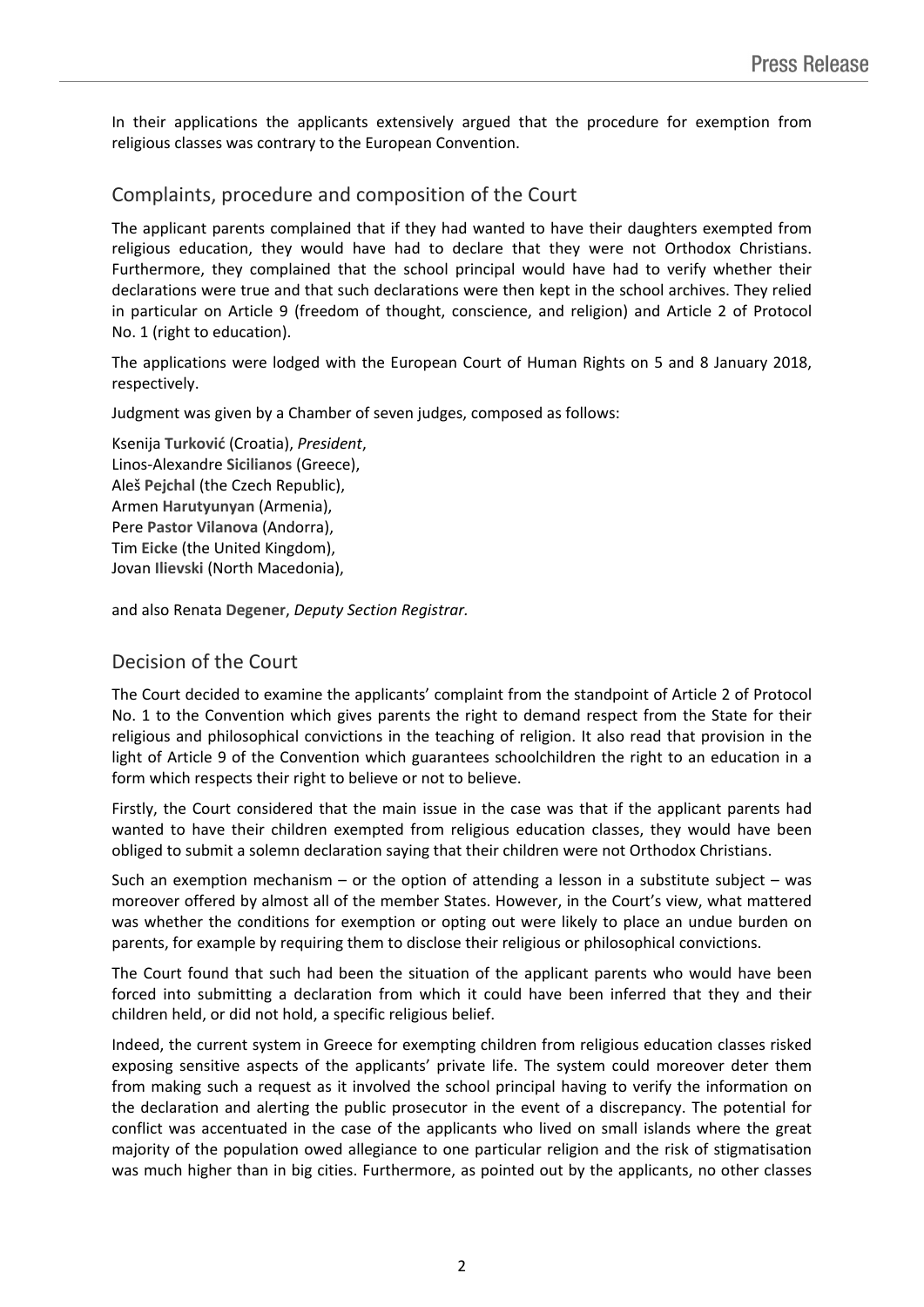In their applications the applicants extensively argued that the procedure for exemption from religious classes was contrary to the European Convention.

## Complaints, procedure and composition of the Court

The applicant parents complained that if they had wanted to have their daughters exempted from religious education, they would have had to declare that they were not Orthodox Christians. Furthermore, they complained that the school principal would have had to verify whether their declarations were true and that such declarations were then kept in the school archives. They relied in particular on Article 9 (freedom of thought, conscience, and religion) and Article 2 of Protocol No. 1 (right to education).

The applications were lodged with the European Court of Human Rights on 5 and 8 January 2018, respectively.

Judgment was given by a Chamber of seven judges, composed as follows:

Ksenija **Turković** (Croatia), *President*,
Linos-Alexandre **Sicilianos** (Greece),
Aleš **Pejchal** (the Czech Republic),
Armen **Harutyunyan** (Armenia),
Pere **Pastor Vilanova** (Andorra),
Tim **Eicke** (the United Kingdom),
Jovan **Ilievski** (North Macedonia),

and also Renata **Degener**, *Deputy Section Registrar.*

## Decision of the Court

The Court decided to examine the applicants' complaint from the standpoint of Article 2 of Protocol No. 1 to the Convention which gives parents the right to demand respect from the State for their religious and philosophical convictions in the teaching of religion. It also read that provision in the light of Article 9 of the Convention which guarantees schoolchildren the right to an education in a form which respects their right to believe or not to believe.

Firstly, the Court considered that the main issue in the case was that if the applicant parents had wanted to have their children exempted from religious education classes, they would have been obliged to submit a solemn declaration saying that their children were not Orthodox Christians.

Such an exemption mechanism – or the option of attending a lesson in a substitute subject – was moreover offered by almost all of the member States. However, in the Court's view, what mattered was whether the conditions for exemption or opting out were likely to place an undue burden on parents, for example by requiring them to disclose their religious or philosophical convictions.

The Court found that such had been the situation of the applicant parents who would have been forced into submitting a declaration from which it could have been inferred that they and their children held, or did not hold, a specific religious belief.

Indeed, the current system in Greece for exempting children from religious education classes risked exposing sensitive aspects of the applicants' private life. The system could moreover deter them from making such a request as it involved the school principal having to verify the information on the declaration and alerting the public prosecutor in the event of a discrepancy. The potential for conflict was accentuated in the case of the applicants who lived on small islands where the great majority of the population owed allegiance to one particular religion and the risk of stigmatisation was much higher than in big cities. Furthermore, as pointed out by the applicants, no other classes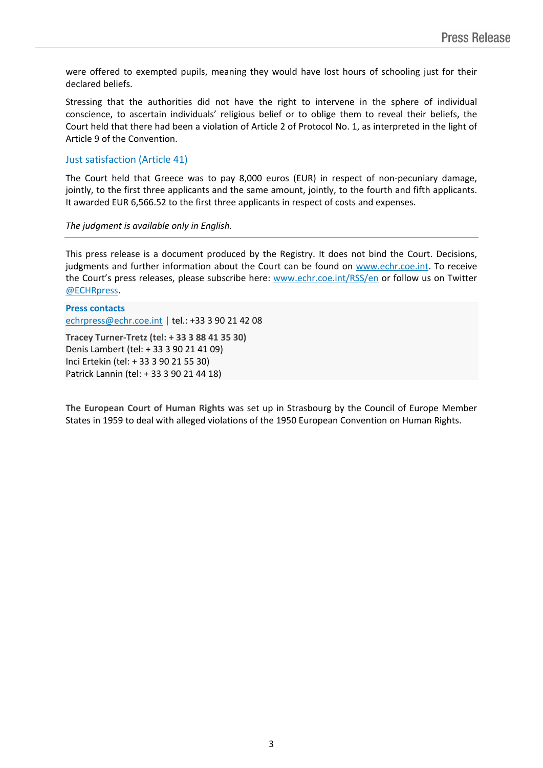were offered to exempted pupils, meaning they would have lost hours of schooling just for their declared beliefs.

Stressing that the authorities did not have the right to intervene in the sphere of individual conscience, to ascertain individuals' religious belief or to oblige them to reveal their beliefs, the Court held that there had been a violation of Article 2 of Protocol No. 1, as interpreted in the light of Article 9 of the Convention.

## Just satisfaction (Article 41)

The Court held that Greece was to pay 8,000 euros (EUR) in respect of non-pecuniary damage, jointly, to the first three applicants and the same amount, jointly, to the fourth and fifth applicants. It awarded EUR 6,566.52 to the first three applicants in respect of costs and expenses.

*The judgment is available only in English.*

---

This press release is a document produced by the Registry. It does not bind the Court. Decisions, judgments and further information about the Court can be found on www.echr.coe.int. To receive the Court's press releases, please subscribe here: www.echr.coe.int/RSS/en or follow us on Twitter @ECHRpress.

**Press contacts**
echrpress@echr.coe.int | tel.: +33 3 90 21 42 08

**Tracey Turner-Tretz (tel: + 33 3 88 41 35 30)**
Denis Lambert (tel: + 33 3 90 21 41 09)
Inci Ertekin (tel: + 33 3 90 21 55 30)
Patrick Lannin (tel: + 33 3 90 21 44 18)

**The European Court of Human Rights** was set up in Strasbourg by the Council of Europe Member States in 1959 to deal with alleged violations of the 1950 European Convention on Human Rights.